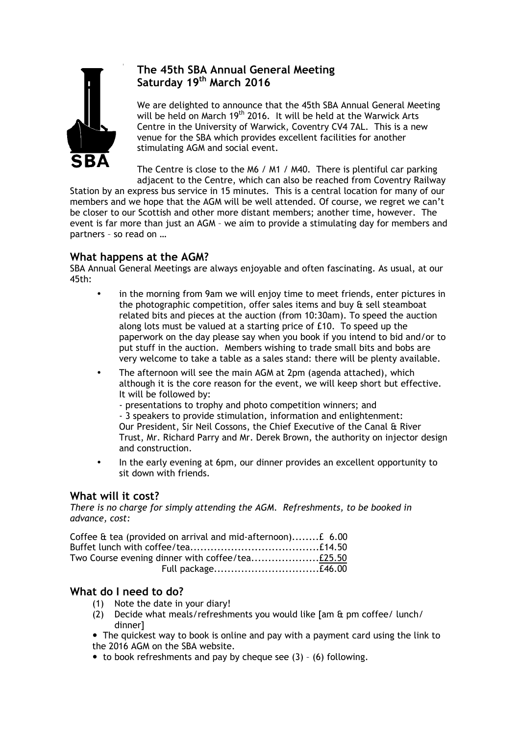## The 45th SBA Annual General Meeting Saturday 19th March 2016

We are delighted to announce that the 45th SBA Annual General Meeting will be held on March 19th 2016. It will be held at the Warwick Arts Centre in the University of Warwick, Coventry CV4 7AL. This is a new venue for the SBA which provides excellent facilities for another stimulating AGM and social event.

The Centre is close to the M6 / M1 / M40. There is plentiful car parking adjacent to the Centre, which can also be reached from Coventry Railway Station by an express bus service in 15 minutes. This is a central location for many of our members and we hope that the AGM will be well attended. Of course, we regret we can't be closer to our Scottish and other more distant members; another time, however. The event is far more than just an AGM – we aim to provide a stimulating day for members and partners – so read on …

## What happens at the AGM?

SBA Annual General Meetings are always enjoyable and often fascinating. As usual, at our 45th:

- in the morning from 9am we will enjoy time to meet friends, enter pictures in the photographic competition, offer sales items and buy & sell steamboat related bits and pieces at the auction (from 10:30am). To speed the auction along lots must be valued at a starting price of £10. To speed up the paperwork on the day please say when you book if you intend to bid and/or to put stuff in the auction. Members wishing to trade small bits and bobs are very welcome to take a table as a sales stand: there will be plenty available.
- The afternoon will see the main AGM at 2pm (agenda attached), which although it is the core reason for the event, we will keep short but effective. It will be followed by:
  - presentations to trophy and photo competition winners; and
  - 3 speakers to provide stimulation, information and enlightenment: Our President, Sir Neil Cossons, the Chief Executive of the Canal & River Trust, Mr. Richard Parry and Mr. Derek Brown, the authority on injector design and construction.
- In the early evening at 6pm, our dinner provides an excellent opportunity to sit down with friends.

## What will it cost?

*There is no charge for simply attending the AGM. Refreshments, to be booked in advance, cost:*

Coffee & tea (provided on arrival and mid-afternoon)........£ 6.00
Buffet lunch with coffee/tea......................................£14.50
Two Course evening dinner with coffee/tea....................£25.50
Full package...............................£46.00

## What do I need to do?

(1) Note the date in your diary!
(2) Decide what meals/refreshments you would like [am & pm coffee/ lunch/ dinner]

- The quickest way to book is online and pay with a payment card using the link to the 2016 AGM on the SBA website.
- to book refreshments and pay by cheque see (3) – (6) following.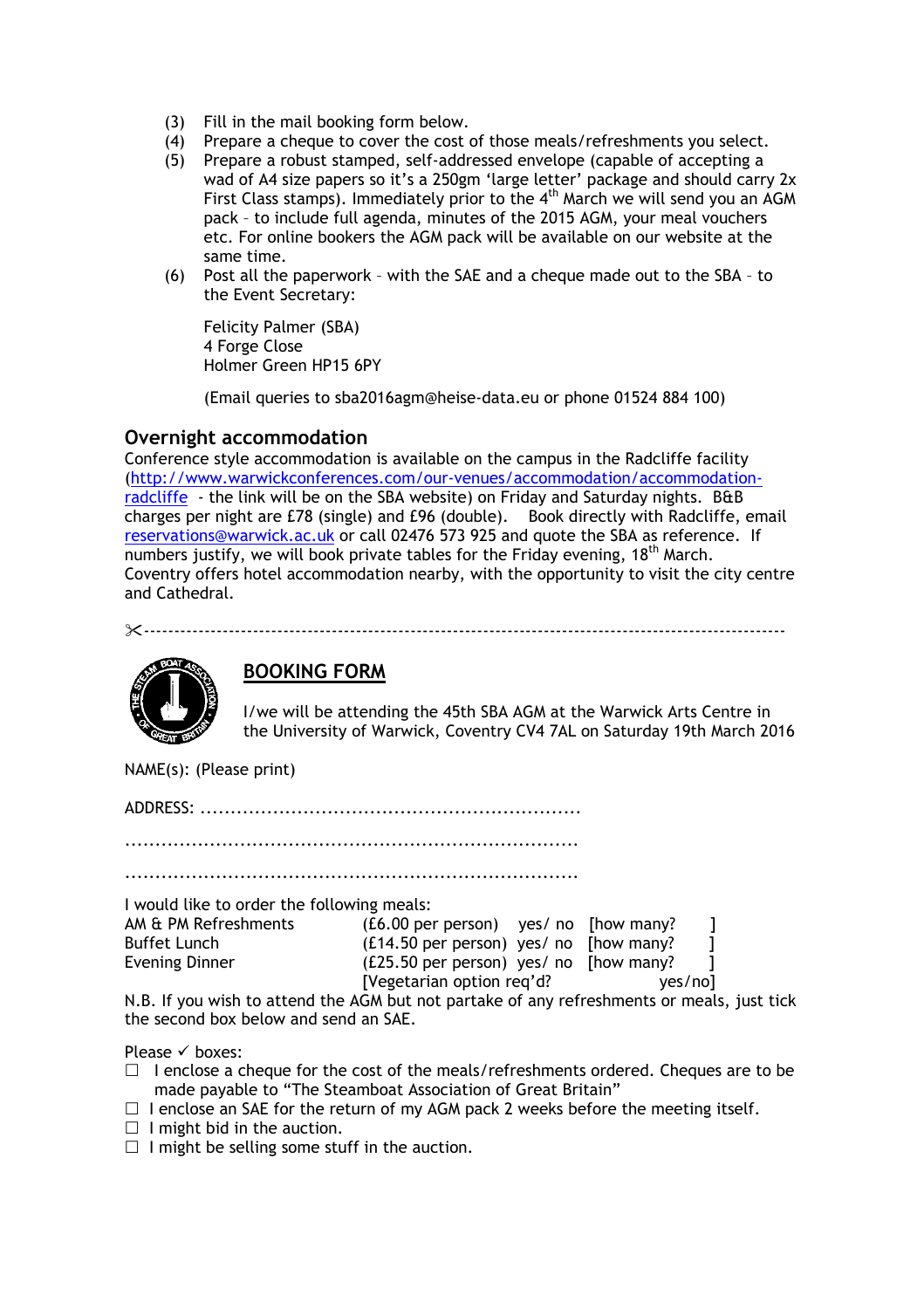(3) Fill in the mail booking form below.
(4) Prepare a cheque to cover the cost of those meals/refreshments you select.
(5) Prepare a robust stamped, self-addressed envelope (capable of accepting a wad of A4 size papers so it's a 250gm 'large letter' package and should carry 2x First Class stamps). Immediately prior to the 4th March we will send you an AGM pack – to include full agenda, minutes of the 2015 AGM, your meal vouchers etc. For online bookers the AGM pack will be available on our website at the same time.
(6) Post all the paperwork – with the SAE and a cheque made out to the SBA – to the Event Secretary:

Felicity Palmer (SBA)
4 Forge Close
Holmer Green HP15 6PY

(Email queries to sba2016agm@heise-data.eu or phone 01524 884 100)

## Overnight accommodation

Conference style accommodation is available on the campus in the Radcliffe facility (http://www.warwickconferences.com/our-venues/accommodation/accommodation-radcliffe - the link will be on the SBA website) on Friday and Saturday nights. B&B charges per night are £78 (single) and £96 (double). Book directly with Radcliffe, email reservations@warwick.ac.uk or call 02476 573 925 and quote the SBA as reference. If numbers justify, we will book private tables for the Friday evening, 18th March. Coventry offers hotel accommodation nearby, with the opportunity to visit the city centre and Cathedral.

✂-----------------------------------------------------------------------------------------------------

## BOOKING FORM

I/we will be attending the 45th SBA AGM at the Warwick Arts Centre in the University of Warwick, Coventry CV4 7AL on Saturday 19th March 2016

NAME(s): (Please print)

ADDRESS: .............................................................

..........................................................................

..........................................................................

I would like to order the following meals:

| | | | |
|---|---|---|---|
| AM & PM Refreshments | (£6.00 per person) | yes/ no | [how many? ] |
| Buffet Lunch | (£14.50 per person) | yes/ no | [how many? ] |
| Evening Dinner | (£25.50 per person) | yes/ no | [how many? ] |
| | [Vegetarian option req'd? | | yes/no] |

N.B. If you wish to attend the AGM but not partake of any refreshments or meals, just tick the second box below and send an SAE.

Please ✓ boxes:

☐ I enclose a cheque for the cost of the meals/refreshments ordered. Cheques are to be made payable to "The Steamboat Association of Great Britain"
☐ I enclose an SAE for the return of my AGM pack 2 weeks before the meeting itself.
☐ I might bid in the auction.
☐ I might be selling some stuff in the auction.